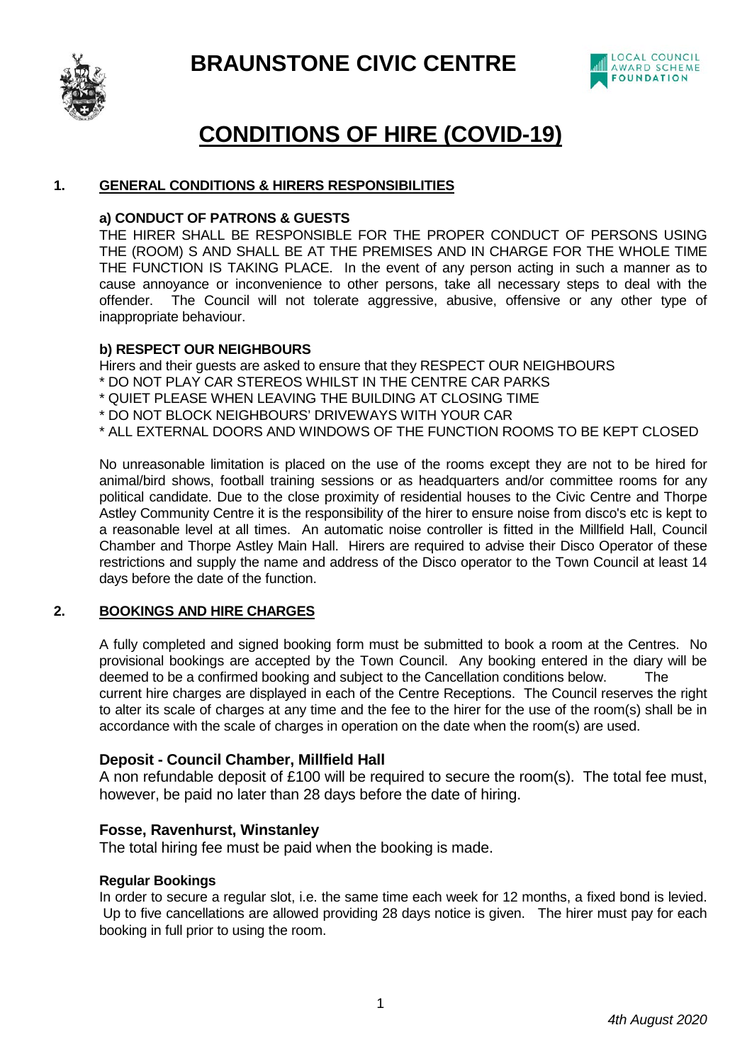# BRAUNSTONE CIVIC CENTRE

LOCAL COUNCIL AWARD SCHEME FOUNDATION

# CONDITIONS OF HIRE (COVID-19)

## 1. GENERAL CONDITIONS & HIRERS RESPONSIBILITIES

### a) CONDUCT OF PATRONS & GUESTS

THE HIRER SHALL BE RESPONSIBLE FOR THE PROPER CONDUCT OF PERSONS USING THE (ROOM) S AND SHALL BE AT THE PREMISES AND IN CHARGE FOR THE WHOLE TIME THE FUNCTION IS TAKING PLACE. In the event of any person acting in such a manner as to cause annoyance or inconvenience to other persons, take all necessary steps to deal with the offender. The Council will not tolerate aggressive, abusive, offensive or any other type of inappropriate behaviour.

### b) RESPECT OUR NEIGHBOURS

Hirers and their guests are asked to ensure that they RESPECT OUR NEIGHBOURS
* DO NOT PLAY CAR STEREOS WHILST IN THE CENTRE CAR PARKS
* QUIET PLEASE WHEN LEAVING THE BUILDING AT CLOSING TIME
* DO NOT BLOCK NEIGHBOURS' DRIVEWAYS WITH YOUR CAR
* ALL EXTERNAL DOORS AND WINDOWS OF THE FUNCTION ROOMS TO BE KEPT CLOSED

No unreasonable limitation is placed on the use of the rooms except they are not to be hired for animal/bird shows, football training sessions or as headquarters and/or committee rooms for any political candidate. Due to the close proximity of residential houses to the Civic Centre and Thorpe Astley Community Centre it is the responsibility of the hirer to ensure noise from disco's etc is kept to a reasonable level at all times. An automatic noise controller is fitted in the Millfield Hall, Council Chamber and Thorpe Astley Main Hall. Hirers are required to advise their Disco Operator of these restrictions and supply the name and address of the Disco operator to the Town Council at least 14 days before the date of the function.

## 2. BOOKINGS AND HIRE CHARGES

A fully completed and signed booking form must be submitted to book a room at the Centres. No provisional bookings are accepted by the Town Council. Any booking entered in the diary will be deemed to be a confirmed booking and subject to the Cancellation conditions below. The current hire charges are displayed in each of the Centre Receptions. The Council reserves the right to alter its scale of charges at any time and the fee to the hirer for the use of the room(s) shall be in accordance with the scale of charges in operation on the date when the room(s) are used.

### Deposit - Council Chamber, Millfield Hall

A non refundable deposit of £100 will be required to secure the room(s). The total fee must, however, be paid no later than 28 days before the date of hiring.

### Fosse, Ravenhurst, Winstanley

The total hiring fee must be paid when the booking is made.

### Regular Bookings

In order to secure a regular slot, i.e. the same time each week for 12 months, a fixed bond is levied. Up to five cancellations are allowed providing 28 days notice is given. The hirer must pay for each booking in full prior to using the room.

*4th August 2020*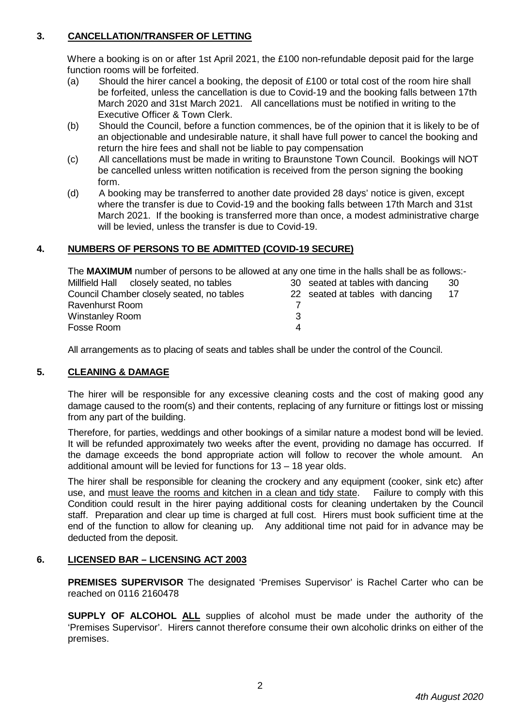## 3. CANCELLATION/TRANSFER OF LETTING

Where a booking is on or after 1st April 2021, the £100 non-refundable deposit paid for the large function rooms will be forfeited.

(a) Should the hirer cancel a booking, the deposit of £100 or total cost of the room hire shall be forfeited, unless the cancellation is due to Covid-19 and the booking falls between 17th March 2020 and 31st March 2021. All cancellations must be notified in writing to the Executive Officer & Town Clerk.

(b) Should the Council, before a function commences, be of the opinion that it is likely to be of an objectionable and undesirable nature, it shall have full power to cancel the booking and return the hire fees and shall not be liable to pay compensation

(c) All cancellations must be made in writing to Braunstone Town Council. Bookings will NOT be cancelled unless written notification is received from the person signing the booking form.

(d) A booking may be transferred to another date provided 28 days' notice is given, except where the transfer is due to Covid-19 and the booking falls between 17th March and 31st March 2021. If the booking is transferred more than once, a modest administrative charge will be levied, unless the transfer is due to Covid-19.

## 4. NUMBERS OF PERSONS TO BE ADMITTED (COVID-19 SECURE)

The **MAXIMUM** number of persons to be allowed at any one time in the halls shall be as follows:-

| | | | |
|---|---|---|---|
| Millfield Hall closely seated, no tables | 30 | seated at tables with dancing | 30 |
| Council Chamber closely seated, no tables | 22 | seated at tables with dancing | 17 |
| Ravenhurst Room | 7 | | |
| Winstanley Room | 3 | | |
| Fosse Room | 4 | | |

All arrangements as to placing of seats and tables shall be under the control of the Council.

## 5. CLEANING & DAMAGE

The hirer will be responsible for any excessive cleaning costs and the cost of making good any damage caused to the room(s) and their contents, replacing of any furniture or fittings lost or missing from any part of the building.

Therefore, for parties, weddings and other bookings of a similar nature a modest bond will be levied. It will be refunded approximately two weeks after the event, providing no damage has occurred. If the damage exceeds the bond appropriate action will follow to recover the whole amount. An additional amount will be levied for functions for 13 – 18 year olds.

The hirer shall be responsible for cleaning the crockery and any equipment (cooker, sink etc) after use, and must leave the rooms and kitchen in a clean and tidy state. Failure to comply with this Condition could result in the hirer paying additional costs for cleaning undertaken by the Council staff. Preparation and clear up time is charged at full cost. Hirers must book sufficient time at the end of the function to allow for cleaning up. Any additional time not paid for in advance may be deducted from the deposit.

## 6. LICENSED BAR – LICENSING ACT 2003

**PREMISES SUPERVISOR** The designated 'Premises Supervisor' is Rachel Carter who can be reached on 0116 2160478

**SUPPLY OF ALCOHOL ALL** supplies of alcohol must be made under the authority of the 'Premises Supervisor'. Hirers cannot therefore consume their own alcoholic drinks on either of the premises.

*4th August 2020*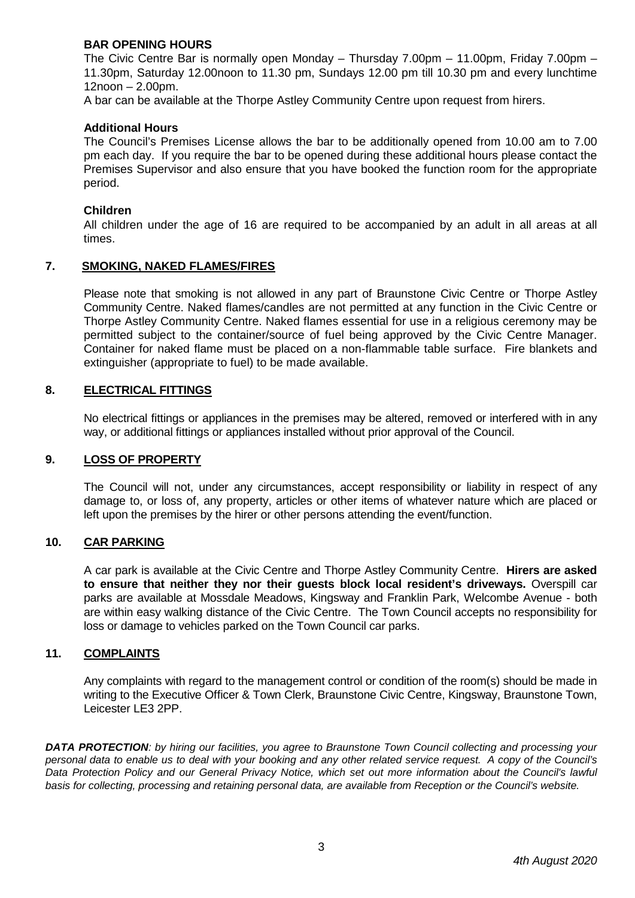**BAR OPENING HOURS**

The Civic Centre Bar is normally open Monday – Thursday 7.00pm – 11.00pm, Friday 7.00pm – 11.30pm, Saturday 12.00noon to 11.30 pm, Sundays 12.00 pm till 10.30 pm and every lunchtime 12noon – 2.00pm.

A bar can be available at the Thorpe Astley Community Centre upon request from hirers.

**Additional Hours**

The Council's Premises License allows the bar to be additionally opened from 10.00 am to 7.00 pm each day. If you require the bar to be opened during these additional hours please contact the Premises Supervisor and also ensure that you have booked the function room for the appropriate period.

**Children**

All children under the age of 16 are required to be accompanied by an adult in all areas at all times.

## 7. SMOKING, NAKED FLAMES/FIRES

Please note that smoking is not allowed in any part of Braunstone Civic Centre or Thorpe Astley Community Centre. Naked flames/candles are not permitted at any function in the Civic Centre or Thorpe Astley Community Centre. Naked flames essential for use in a religious ceremony may be permitted subject to the container/source of fuel being approved by the Civic Centre Manager. Container for naked flame must be placed on a non-flammable table surface. Fire blankets and extinguisher (appropriate to fuel) to be made available.

## 8. ELECTRICAL FITTINGS

No electrical fittings or appliances in the premises may be altered, removed or interfered with in any way, or additional fittings or appliances installed without prior approval of the Council.

## 9. LOSS OF PROPERTY

The Council will not, under any circumstances, accept responsibility or liability in respect of any damage to, or loss of, any property, articles or other items of whatever nature which are placed or left upon the premises by the hirer or other persons attending the event/function.

## 10. CAR PARKING

A car park is available at the Civic Centre and Thorpe Astley Community Centre. **Hirers are asked to ensure that neither they nor their guests block local resident's driveways.** Overspill car parks are available at Mossdale Meadows, Kingsway and Franklin Park, Welcombe Avenue - both are within easy walking distance of the Civic Centre. The Town Council accepts no responsibility for loss or damage to vehicles parked on the Town Council car parks.

## 11. COMPLAINTS

Any complaints with regard to the management control or condition of the room(s) should be made in writing to the Executive Officer & Town Clerk, Braunstone Civic Centre, Kingsway, Braunstone Town, Leicester LE3 2PP.

***DATA PROTECTION**: by hiring our facilities, you agree to Braunstone Town Council collecting and processing your personal data to enable us to deal with your booking and any other related service request. A copy of the Council's Data Protection Policy and our General Privacy Notice, which set out more information about the Council's lawful basis for collecting, processing and retaining personal data, are available from Reception or the Council's website.*

*4th August 2020*